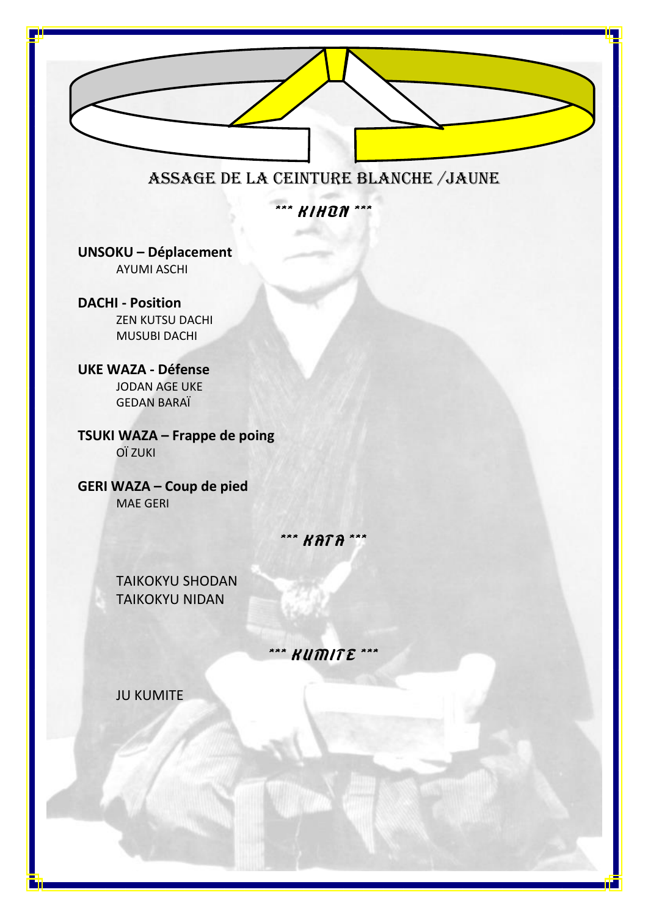# ASSAGE DE LA CEINTURE BLANCHE /JAUNE

## *** KIHON ***

**UNSOKU – Déplacement**
AYUMI ASCHI

**DACHI - Position**
ZEN KUTSU DACHI
MUSUBI DACHI

**UKE WAZA - Défense**
JODAN AGE UKE
GEDAN BARAÏ

**TSUKI WAZA – Frappe de poing**
OÏ ZUKI

**GERI WAZA – Coup de pied**
MAE GERI

## *** KATA ***

TAIKOKYU SHODAN
TAIKOKYU NIDAN

## *** KUMITE ***

JU KUMITE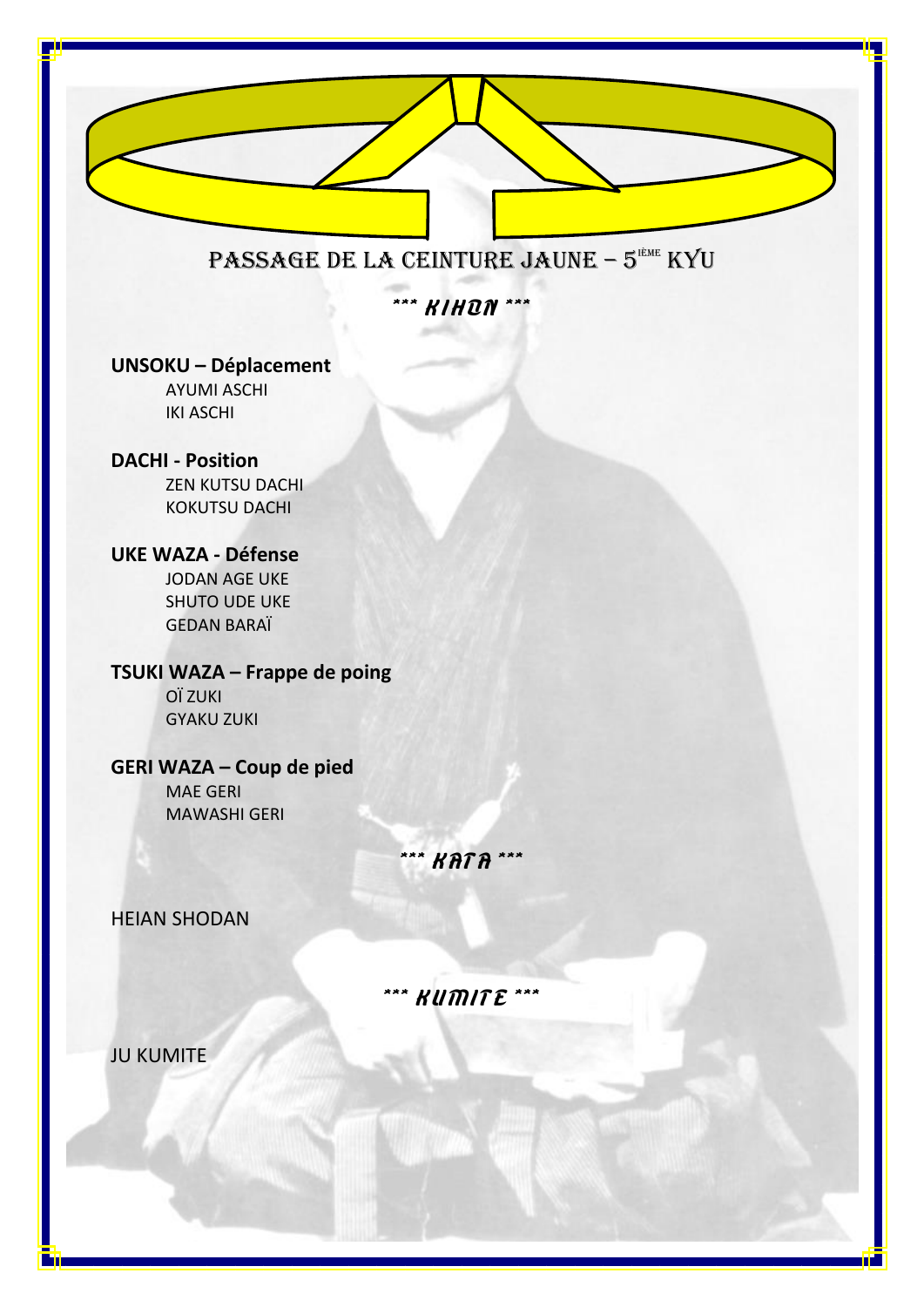# PASSAGE DE LA CEINTURE JAUNE – 5[IÈME] KYU

## *** KIHON ***

**UNSOKU – Déplacement**

AYUMI ASCHI
IKI ASCHI

**DACHI - Position**

ZEN KUTSU DACHI
KOKUTSU DACHI

**UKE WAZA - Défense**

JODAN AGE UKE
SHUTO UDE UKE
GEDAN BARAÏ

**TSUKI WAZA – Frappe de poing**

OÏ ZUKI
GYAKU ZUKI

**GERI WAZA – Coup de pied**

MAE GERI
MAWASHI GERI

## *** KATA ***

HEIAN SHODAN

## *** KUMITE ***

JU KUMITE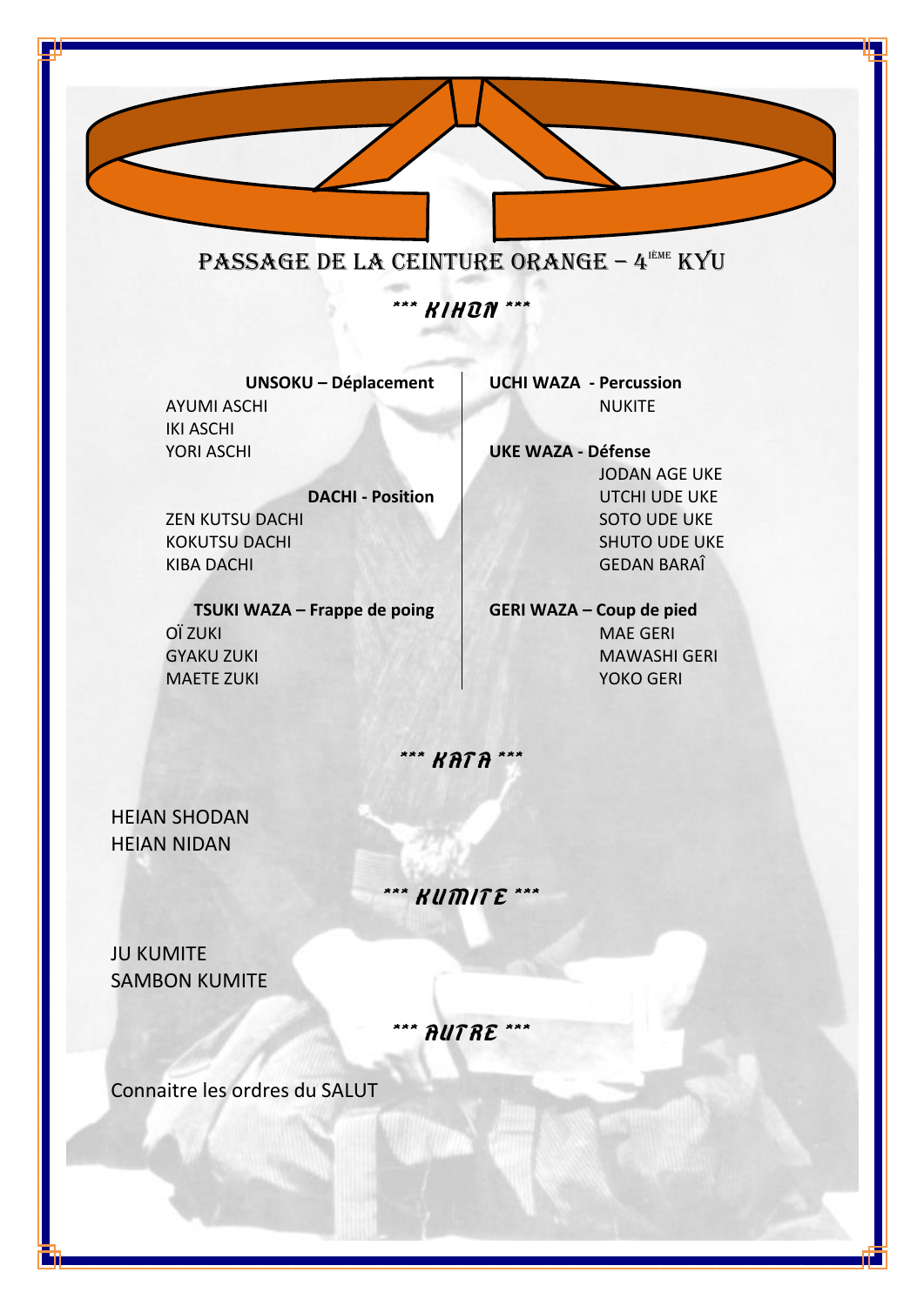# PASSAGE DE LA CEINTURE ORANGE – 4ème KYU

## *** KIHON ***

**UNSOKU – Déplacement**

AYUMI ASCHI
IKI ASCHI
YORI ASCHI

**DACHI - Position**

ZEN KUTSU DACHI
KOKUTSU DACHI
KIBA DACHI

**TSUKI WAZA – Frappe de poing**

OÏ ZUKI
GYAKU ZUKI
MAETE ZUKI

**UCHI WAZA - Percussion**

NUKITE

**UKE WAZA - Défense**

JODAN AGE UKE
UTCHI UDE UKE
SOTO UDE UKE
SHUTO UDE UKE
GEDAN BARAÎ

**GERI WAZA – Coup de pied**

MAE GERI
MAWASHI GERI
YOKO GERI

## *** KATA ***

HEIAN SHODAN
HEIAN NIDAN

## *** KUMITE ***

JU KUMITE
SAMBON KUMITE

## *** AUTRE ***

Connaitre les ordres du SALUT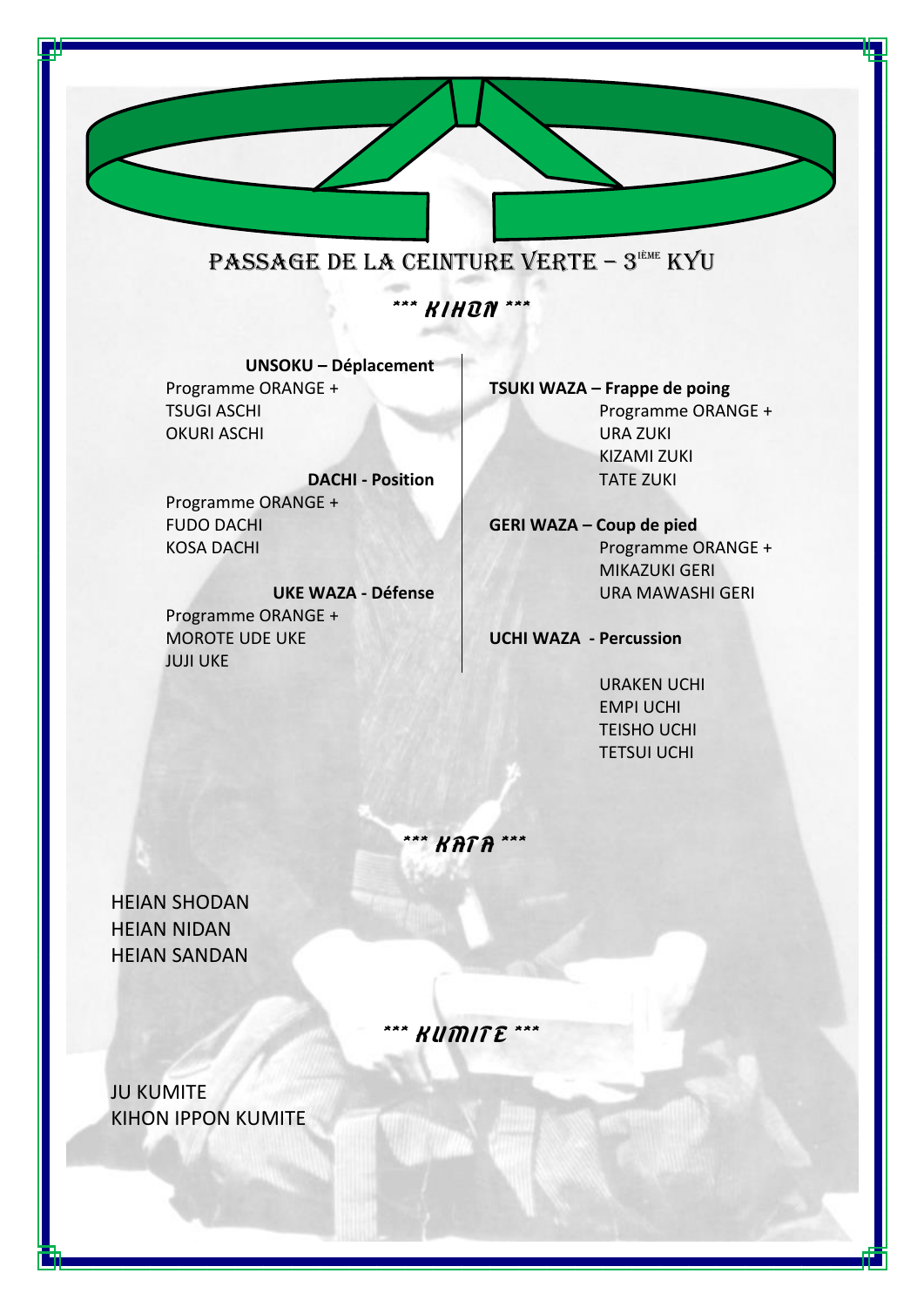# PASSAGE DE LA CEINTURE VERTE – 3ème KYU

## *** KIHON ***

**UNSOKU – Déplacement**

Programme ORANGE +
TSUGI ASCHI
OKURI ASCHI

**DACHI - Position**

Programme ORANGE +
FUDO DACHI
KOSA DACHI

**UKE WAZA - Défense**

Programme ORANGE +
MOROTE UDE UKE
JUJI UKE

**TSUKI WAZA – Frappe de poing**

Programme ORANGE +
URA ZUKI
KIZAMI ZUKI
TATE ZUKI

**GERI WAZA – Coup de pied**

Programme ORANGE +
MIKAZUKI GERI
URA MAWASHI GERI

**UCHI WAZA - Percussion**

URAKEN UCHI
EMPI UCHI
TEISHO UCHI
TETSUI UCHI

## *** KATA ***

HEIAN SHODAN
HEIAN NIDAN
HEIAN SANDAN

## *** KUMITE ***

JU KUMITE
KIHON IPPON KUMITE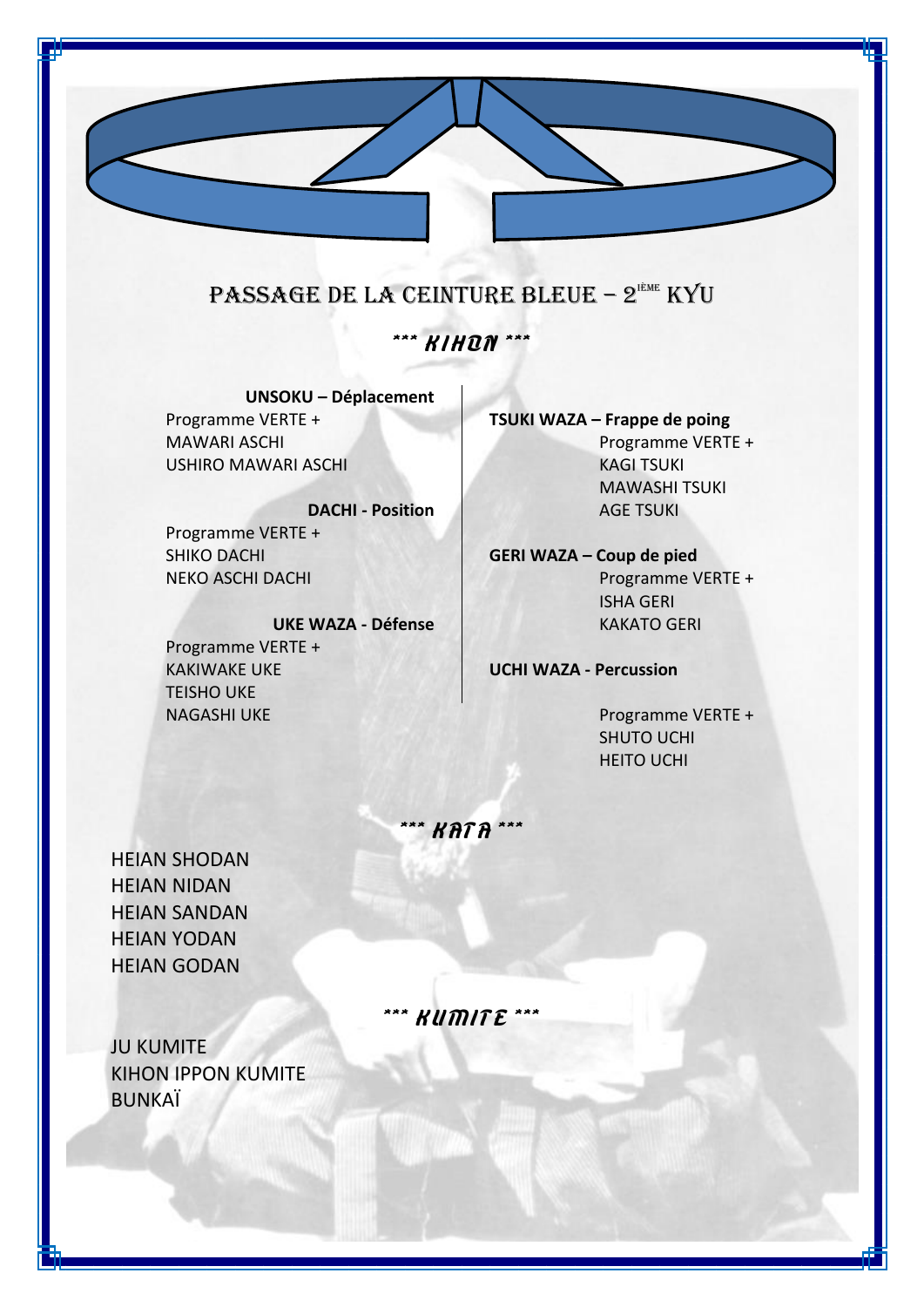# PASSAGE DE LA CEINTURE BLEUE – 2ième KYU

## *** KIHON ***

**UNSOKU – Déplacement**

Programme VERTE +
MAWARI ASCHI
USHIRO MAWARI ASCHI

**DACHI - Position**

Programme VERTE +
SHIKO DACHI
NEKO ASCHI DACHI

**UKE WAZA - Défense**

Programme VERTE +
KAKIWAKE UKE
TEISHO UKE
NAGASHI UKE

**TSUKI WAZA – Frappe de poing**

Programme VERTE +
KAGI TSUKI
MAWASHI TSUKI
AGE TSUKI

**GERI WAZA – Coup de pied**

Programme VERTE +
ISHA GERI
KAKATO GERI

**UCHI WAZA - Percussion**

Programme VERTE +
SHUTO UCHI
HEITO UCHI

## *** KATA ***

HEIAN SHODAN
HEIAN NIDAN
HEIAN SANDAN
HEIAN YODAN
HEIAN GODAN

## *** KUMITE ***

JU KUMITE
KIHON IPPON KUMITE
BUNKAÏ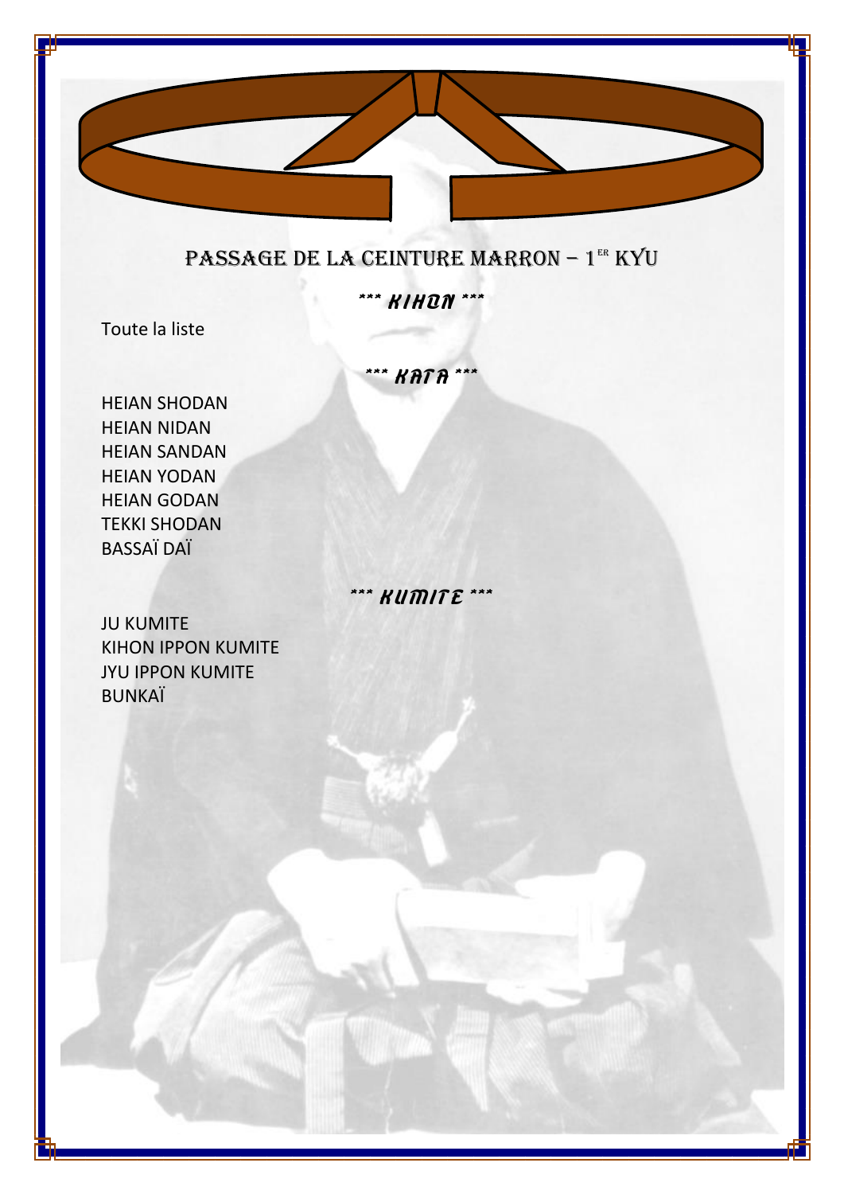# PASSAGE DE LA CEINTURE MARRON – 1[er] KYU

## *** KIHON ***

Toute la liste

## *** KATA ***

HEIAN SHODAN
HEIAN NIDAN
HEIAN SANDAN
HEIAN YODAN
HEIAN GODAN
TEKKI SHODAN
BASSAÏ DAÏ

## *** KUMITE ***

JU KUMITE
KIHON IPPON KUMITE
JYU IPPON KUMITE
BUNKAÏ